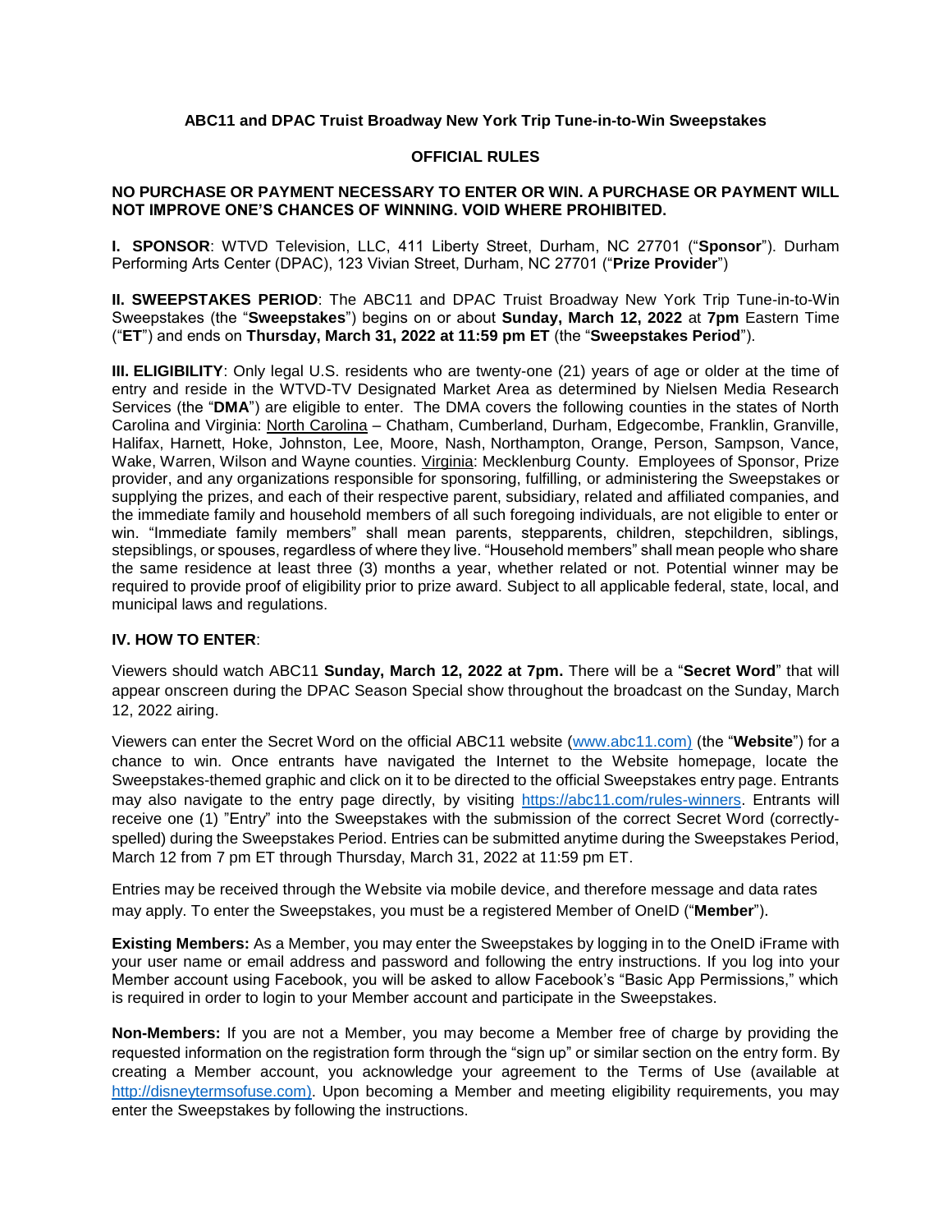**ABC11 and DPAC Truist Broadway New York Trip Tune-in-to-Win Sweepstakes**

**OFFICIAL RULES**

**NO PURCHASE OR PAYMENT NECESSARY TO ENTER OR WIN. A PURCHASE OR PAYMENT WILL NOT IMPROVE ONE'S CHANCES OF WINNING. VOID WHERE PROHIBITED.**

**I. SPONSOR**: WTVD Television, LLC, 411 Liberty Street, Durham, NC 27701 ("**Sponsor**"). Durham Performing Arts Center (DPAC), 123 Vivian Street, Durham, NC 27701 ("**Prize Provider**")

**II. SWEEPSTAKES PERIOD**: The ABC11 and DPAC Truist Broadway New York Trip Tune-in-to-Win Sweepstakes (the "**Sweepstakes**") begins on or about **Sunday, March 12, 2022** at **7pm** Eastern Time ("**ET**") and ends on **Thursday, March 31, 2022 at 11:59 pm ET** (the "**Sweepstakes Period**").

**III. ELIGIBILITY**: Only legal U.S. residents who are twenty-one (21) years of age or older at the time of entry and reside in the WTVD-TV Designated Market Area as determined by Nielsen Media Research Services (the "**DMA**") are eligible to enter. The DMA covers the following counties in the states of North Carolina and Virginia: North Carolina – Chatham, Cumberland, Durham, Edgecombe, Franklin, Granville, Halifax, Harnett, Hoke, Johnston, Lee, Moore, Nash, Northampton, Orange, Person, Sampson, Vance, Wake, Warren, Wilson and Wayne counties. Virginia: Mecklenburg County. Employees of Sponsor, Prize provider, and any organizations responsible for sponsoring, fulfilling, or administering the Sweepstakes or supplying the prizes, and each of their respective parent, subsidiary, related and affiliated companies, and the immediate family and household members of all such foregoing individuals, are not eligible to enter or win. "Immediate family members" shall mean parents, stepparents, children, stepchildren, siblings, stepsiblings, or spouses, regardless of where they live. "Household members" shall mean people who share the same residence at least three (3) months a year, whether related or not. Potential winner may be required to provide proof of eligibility prior to prize award. Subject to all applicable federal, state, local, and municipal laws and regulations.

**IV. HOW TO ENTER**:

Viewers should watch ABC11 **Sunday, March 12, 2022 at 7pm.** There will be a "**Secret Word**" that will appear onscreen during the DPAC Season Special show throughout the broadcast on the Sunday, March 12, 2022 airing.

Viewers can enter the Secret Word on the official ABC11 website (www.abc11.com) (the "**Website**") for a chance to win. Once entrants have navigated the Internet to the Website homepage, locate the Sweepstakes-themed graphic and click on it to be directed to the official Sweepstakes entry page. Entrants may also navigate to the entry page directly, by visiting https://abc11.com/rules-winners. Entrants will receive one (1) "Entry" into the Sweepstakes with the submission of the correct Secret Word (correctly-spelled) during the Sweepstakes Period. Entries can be submitted anytime during the Sweepstakes Period, March 12 from 7 pm ET through Thursday, March 31, 2022 at 11:59 pm ET.

Entries may be received through the Website via mobile device, and therefore message and data rates may apply. To enter the Sweepstakes, you must be a registered Member of OneID ("**Member**").

**Existing Members:** As a Member, you may enter the Sweepstakes by logging in to the OneID iFrame with your user name or email address and password and following the entry instructions. If you log into your Member account using Facebook, you will be asked to allow Facebook's "Basic App Permissions," which is required in order to login to your Member account and participate in the Sweepstakes.

**Non-Members:** If you are not a Member, you may become a Member free of charge by providing the requested information on the registration form through the "sign up" or similar section on the entry form. By creating a Member account, you acknowledge your agreement to the Terms of Use (available at http://disneytermsofuse.com). Upon becoming a Member and meeting eligibility requirements, you may enter the Sweepstakes by following the instructions.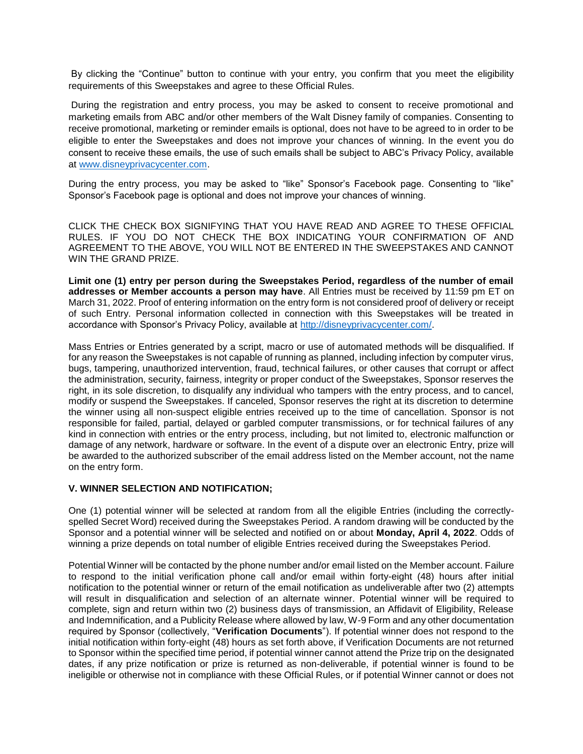By clicking the "Continue" button to continue with your entry, you confirm that you meet the eligibility requirements of this Sweepstakes and agree to these Official Rules.

During the registration and entry process, you may be asked to consent to receive promotional and marketing emails from ABC and/or other members of the Walt Disney family of companies. Consenting to receive promotional, marketing or reminder emails is optional, does not have to be agreed to in order to be eligible to enter the Sweepstakes and does not improve your chances of winning. In the event you do consent to receive these emails, the use of such emails shall be subject to ABC's Privacy Policy, available at [www.disneyprivacycenter.com](www.disneyprivacycenter.com).

During the entry process, you may be asked to "like" Sponsor's Facebook page. Consenting to "like" Sponsor's Facebook page is optional and does not improve your chances of winning.

CLICK THE CHECK BOX SIGNIFYING THAT YOU HAVE READ AND AGREE TO THESE OFFICIAL RULES. IF YOU DO NOT CHECK THE BOX INDICATING YOUR CONFIRMATION OF AND AGREEMENT TO THE ABOVE, YOU WILL NOT BE ENTERED IN THE SWEEPSTAKES AND CANNOT WIN THE GRAND PRIZE.

**Limit one (1) entry per person during the Sweepstakes Period, regardless of the number of email addresses or Member accounts a person may have**. All Entries must be received by 11:59 pm ET on March 31, 2022. Proof of entering information on the entry form is not considered proof of delivery or receipt of such Entry. Personal information collected in connection with this Sweepstakes will be treated in accordance with Sponsor's Privacy Policy, available at [http://disneyprivacycenter.com/](http://disneyprivacycenter.com/).

Mass Entries or Entries generated by a script, macro or use of automated methods will be disqualified. If for any reason the Sweepstakes is not capable of running as planned, including infection by computer virus, bugs, tampering, unauthorized intervention, fraud, technical failures, or other causes that corrupt or affect the administration, security, fairness, integrity or proper conduct of the Sweepstakes, Sponsor reserves the right, in its sole discretion, to disqualify any individual who tampers with the entry process, and to cancel, modify or suspend the Sweepstakes. If canceled, Sponsor reserves the right at its discretion to determine the winner using all non-suspect eligible entries received up to the time of cancellation. Sponsor is not responsible for failed, partial, delayed or garbled computer transmissions, or for technical failures of any kind in connection with entries or the entry process, including, but not limited to, electronic malfunction or damage of any network, hardware or software. In the event of a dispute over an electronic Entry, prize will be awarded to the authorized subscriber of the email address listed on the Member account, not the name on the entry form.

## V. WINNER SELECTION AND NOTIFICATION;

One (1) potential winner will be selected at random from all the eligible Entries (including the correctly-spelled Secret Word) received during the Sweepstakes Period. A random drawing will be conducted by the Sponsor and a potential winner will be selected and notified on or about **Monday, April 4, 2022**. Odds of winning a prize depends on total number of eligible Entries received during the Sweepstakes Period.

Potential Winner will be contacted by the phone number and/or email listed on the Member account. Failure to respond to the initial verification phone call and/or email within forty-eight (48) hours after initial notification to the potential winner or return of the email notification as undeliverable after two (2) attempts will result in disqualification and selection of an alternate winner. Potential winner will be required to complete, sign and return within two (2) business days of transmission, an Affidavit of Eligibility, Release and Indemnification, and a Publicity Release where allowed by law, W-9 Form and any other documentation required by Sponsor (collectively, "**Verification Documents**"). If potential winner does not respond to the initial notification within forty-eight (48) hours as set forth above, if Verification Documents are not returned to Sponsor within the specified time period, if potential winner cannot attend the Prize trip on the designated dates, if any prize notification or prize is returned as non-deliverable, if potential winner is found to be ineligible or otherwise not in compliance with these Official Rules, or if potential Winner cannot or does not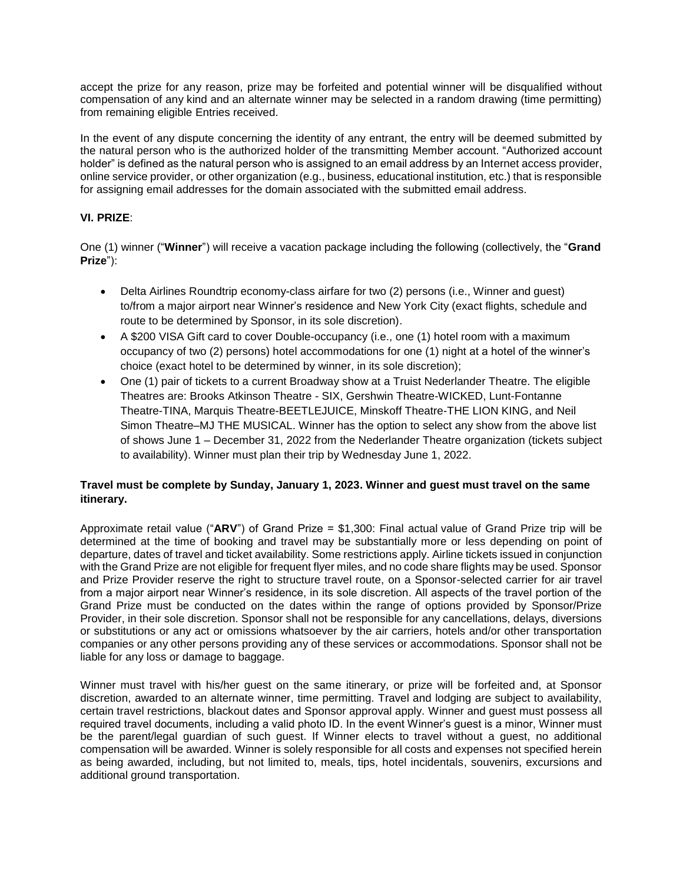accept the prize for any reason, prize may be forfeited and potential winner will be disqualified without compensation of any kind and an alternate winner may be selected in a random drawing (time permitting) from remaining eligible Entries received.

In the event of any dispute concerning the identity of any entrant, the entry will be deemed submitted by the natural person who is the authorized holder of the transmitting Member account. "Authorized account holder" is defined as the natural person who is assigned to an email address by an Internet access provider, online service provider, or other organization (e.g., business, educational institution, etc.) that is responsible for assigning email addresses for the domain associated with the submitted email address.

**VI. PRIZE**:

One (1) winner ("**Winner**") will receive a vacation package including the following (collectively, the "**Grand Prize**"):

- Delta Airlines Roundtrip economy-class airfare for two (2) persons (i.e., Winner and guest) to/from a major airport near Winner's residence and New York City (exact flights, schedule and route to be determined by Sponsor, in its sole discretion).
- A $200 VISA Gift card to cover Double-occupancy (i.e., one (1) hotel room with a maximum occupancy of two (2) persons) hotel accommodations for one (1) night at a hotel of the winner's choice (exact hotel to be determined by winner, in its sole discretion);
- One (1) pair of tickets to a current Broadway show at a Truist Nederlander Theatre. The eligible Theatres are: Brooks Atkinson Theatre - SIX, Gershwin Theatre-WICKED, Lunt-Fontanne Theatre-TINA, Marquis Theatre-BEETLEJUICE, Minskoff Theatre-THE LION KING, and Neil Simon Theatre–MJ THE MUSICAL. Winner has the option to select any show from the above list of shows June 1 – December 31, 2022 from the Nederlander Theatre organization (tickets subject to availability). Winner must plan their trip by Wednesday June 1, 2022.

**Travel must be complete by Sunday, January 1, 2023. Winner and guest must travel on the same itinerary.**

Approximate retail value ("**ARV**") of Grand Prize = $1,300: Final actual value of Grand Prize trip will be determined at the time of booking and travel may be substantially more or less depending on point of departure, dates of travel and ticket availability. Some restrictions apply. Airline tickets issued in conjunction with the Grand Prize are not eligible for frequent flyer miles, and no code share flights may be used. Sponsor and Prize Provider reserve the right to structure travel route, on a Sponsor-selected carrier for air travel from a major airport near Winner's residence, in its sole discretion. All aspects of the travel portion of the Grand Prize must be conducted on the dates within the range of options provided by Sponsor/Prize Provider, in their sole discretion. Sponsor shall not be responsible for any cancellations, delays, diversions or substitutions or any act or omissions whatsoever by the air carriers, hotels and/or other transportation companies or any other persons providing any of these services or accommodations. Sponsor shall not be liable for any loss or damage to baggage.

Winner must travel with his/her guest on the same itinerary, or prize will be forfeited and, at Sponsor discretion, awarded to an alternate winner, time permitting. Travel and lodging are subject to availability, certain travel restrictions, blackout dates and Sponsor approval apply. Winner and guest must possess all required travel documents, including a valid photo ID. In the event Winner's guest is a minor, Winner must be the parent/legal guardian of such guest. If Winner elects to travel without a guest, no additional compensation will be awarded. Winner is solely responsible for all costs and expenses not specified herein as being awarded, including, but not limited to, meals, tips, hotel incidentals, souvenirs, excursions and additional ground transportation.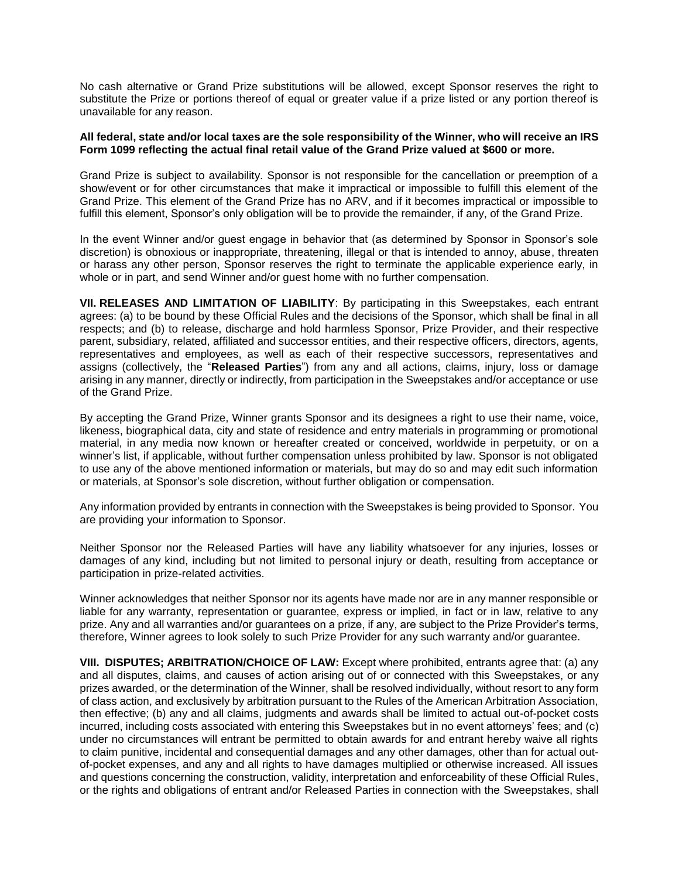No cash alternative or Grand Prize substitutions will be allowed, except Sponsor reserves the right to substitute the Prize or portions thereof of equal or greater value if a prize listed or any portion thereof is unavailable for any reason.

**All federal, state and/or local taxes are the sole responsibility of the Winner, who will receive an IRS Form 1099 reflecting the actual final retail value of the Grand Prize valued at $600 or more.**

Grand Prize is subject to availability. Sponsor is not responsible for the cancellation or preemption of a show/event or for other circumstances that make it impractical or impossible to fulfill this element of the Grand Prize. This element of the Grand Prize has no ARV, and if it becomes impractical or impossible to fulfill this element, Sponsor's only obligation will be to provide the remainder, if any, of the Grand Prize.

In the event Winner and/or guest engage in behavior that (as determined by Sponsor in Sponsor's sole discretion) is obnoxious or inappropriate, threatening, illegal or that is intended to annoy, abuse, threaten or harass any other person, Sponsor reserves the right to terminate the applicable experience early, in whole or in part, and send Winner and/or guest home with no further compensation.

**VII. RELEASES AND LIMITATION OF LIABILITY**: By participating in this Sweepstakes, each entrant agrees: (a) to be bound by these Official Rules and the decisions of the Sponsor, which shall be final in all respects; and (b) to release, discharge and hold harmless Sponsor, Prize Provider, and their respective parent, subsidiary, related, affiliated and successor entities, and their respective officers, directors, agents, representatives and employees, as well as each of their respective successors, representatives and assigns (collectively, the "**Released Parties**") from any and all actions, claims, injury, loss or damage arising in any manner, directly or indirectly, from participation in the Sweepstakes and/or acceptance or use of the Grand Prize.

By accepting the Grand Prize, Winner grants Sponsor and its designees a right to use their name, voice, likeness, biographical data, city and state of residence and entry materials in programming or promotional material, in any media now known or hereafter created or conceived, worldwide in perpetuity, or on a winner's list, if applicable, without further compensation unless prohibited by law. Sponsor is not obligated to use any of the above mentioned information or materials, but may do so and may edit such information or materials, at Sponsor's sole discretion, without further obligation or compensation.

Any information provided by entrants in connection with the Sweepstakes is being provided to Sponsor. You are providing your information to Sponsor.

Neither Sponsor nor the Released Parties will have any liability whatsoever for any injuries, losses or damages of any kind, including but not limited to personal injury or death, resulting from acceptance or participation in prize-related activities.

Winner acknowledges that neither Sponsor nor its agents have made nor are in any manner responsible or liable for any warranty, representation or guarantee, express or implied, in fact or in law, relative to any prize. Any and all warranties and/or guarantees on a prize, if any, are subject to the Prize Provider's terms, therefore, Winner agrees to look solely to such Prize Provider for any such warranty and/or guarantee.

**VIII. DISPUTES; ARBITRATION/CHOICE OF LAW:** Except where prohibited, entrants agree that: (a) any and all disputes, claims, and causes of action arising out of or connected with this Sweepstakes, or any prizes awarded, or the determination of the Winner, shall be resolved individually, without resort to any form of class action, and exclusively by arbitration pursuant to the Rules of the American Arbitration Association, then effective; (b) any and all claims, judgments and awards shall be limited to actual out-of-pocket costs incurred, including costs associated with entering this Sweepstakes but in no event attorneys' fees; and (c) under no circumstances will entrant be permitted to obtain awards for and entrant hereby waive all rights to claim punitive, incidental and consequential damages and any other damages, other than for actual out-of-pocket expenses, and any and all rights to have damages multiplied or otherwise increased. All issues and questions concerning the construction, validity, interpretation and enforceability of these Official Rules, or the rights and obligations of entrant and/or Released Parties in connection with the Sweepstakes, shall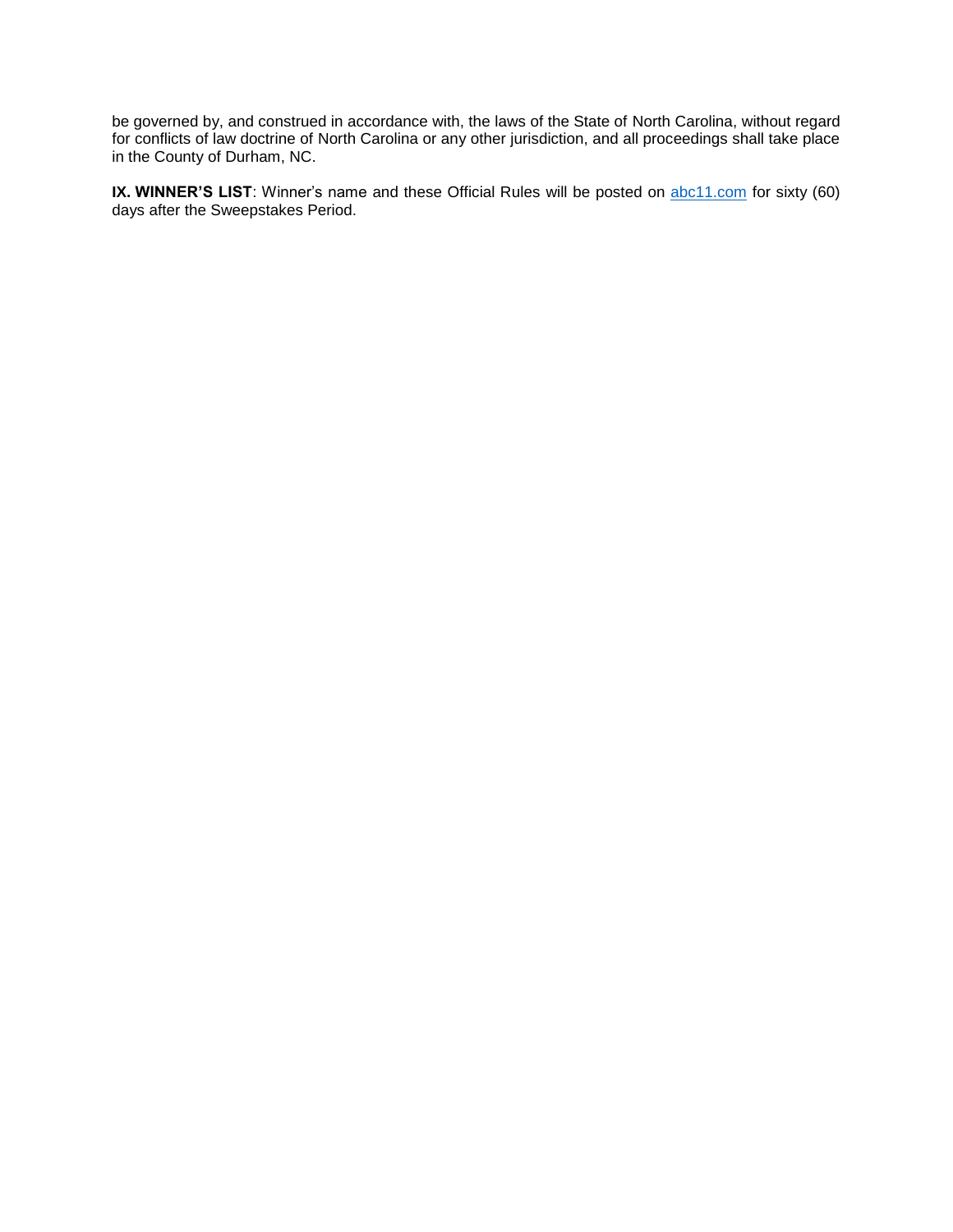be governed by, and construed in accordance with, the laws of the State of North Carolina, without regard for conflicts of law doctrine of North Carolina or any other jurisdiction, and all proceedings shall take place in the County of Durham, NC.

**IX. WINNER'S LIST**: Winner's name and these Official Rules will be posted on abc11.com for sixty (60) days after the Sweepstakes Period.